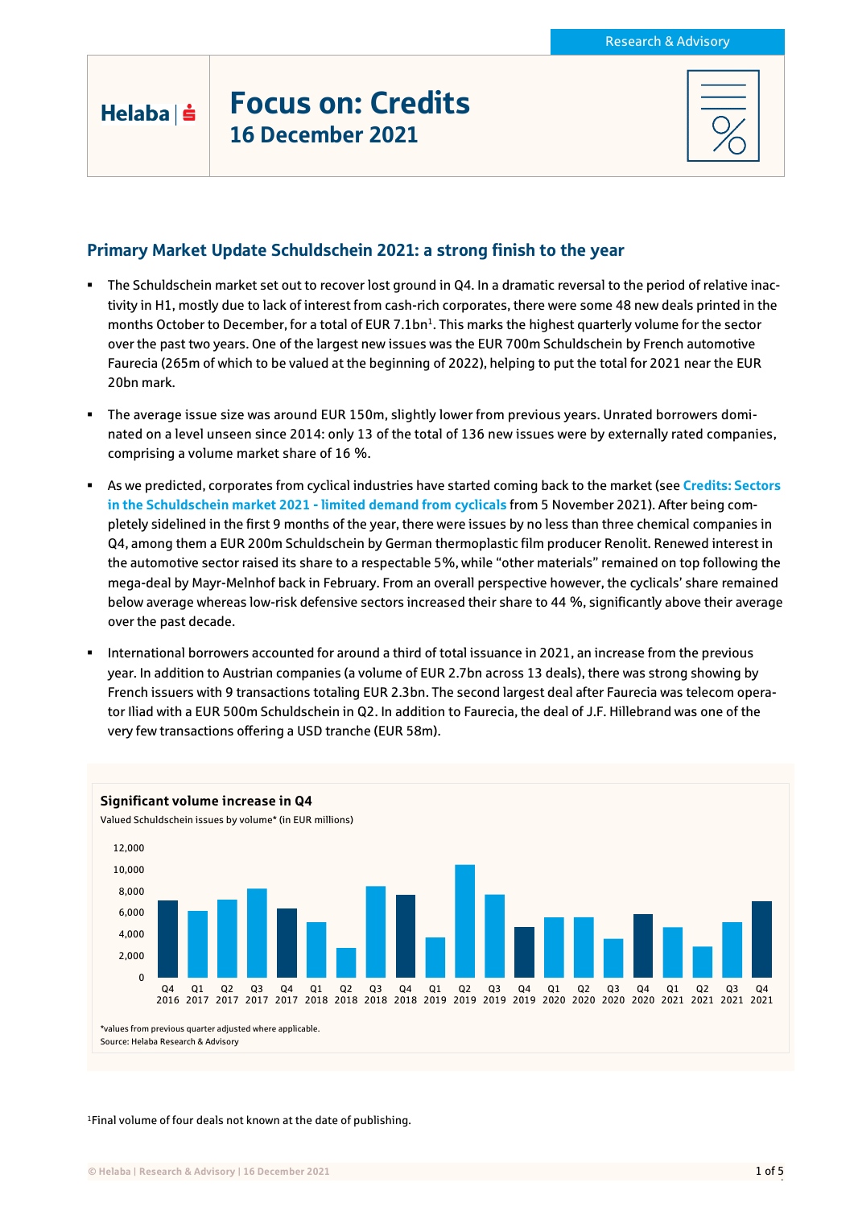# Focus on: Credits

## 16 December 2021

## Primary Market Update Schuldschein 2021: a strong finish to the year

- The Schuldschein market set out to recover lost ground in Q4. In a dramatic reversal to the period of relative inactivity in H1, mostly due to lack of interest from cash-rich corporates, there were some 48 new deals printed in the months October to December, for a total of EUR 7.1bn[1]. This marks the highest quarterly volume for the sector over the past two years. One of the largest new issues was the EUR 700m Schuldschein by French automotive Faurecia (265m of which to be valued at the beginning of 2022), helping to put the total for 2021 near the EUR 20bn mark.
- The average issue size was around EUR 150m, slightly lower from previous years. Unrated borrowers dominated on a level unseen since 2014: only 13 of the total of 136 new issues were by externally rated companies, comprising a volume market share of 16 %.
- As we predicted, corporates from cyclical industries have started coming back to the market (see **Credits: Sectors in the Schuldschein market 2021 - limited demand from cyclicals** from 5 November 2021). After being completely sidelined in the first 9 months of the year, there were issues by no less than three chemical companies in Q4, among them a EUR 200m Schuldschein by German thermoplastic film producer Renolit. Renewed interest in the automotive sector raised its share to a respectable 5%, while "other materials" remained on top following the mega-deal by Mayr-Melnhof back in February. From an overall perspective however, the cyclicals' share remained below average whereas low-risk defensive sectors increased their share to 44 %, significantly above their average over the past decade.
- International borrowers accounted for around a third of total issuance in 2021, an increase from the previous year. In addition to Austrian companies (a volume of EUR 2.7bn across 13 deals), there was strong showing by French issuers with 9 transactions totaling EUR 2.3bn. The second largest deal after Faurecia was telecom operator Iliad with a EUR 500m Schuldschein in Q2. In addition to Faurecia, the deal of J.F. Hillebrand was one of the very few transactions offering a USD tranche (EUR 58m).

**Significant volume increase in Q4**

Valued Schuldschein issues by volume* (in EUR millions)

[Bar chart: quarterly volumes Q4 2016 – Q4 2021, y-axis 0 to 12,000]

*values from previous quarter adjusted where applicable.
Source: Helaba Research & Advisory

[1] Final volume of four deals not known at the date of publishing.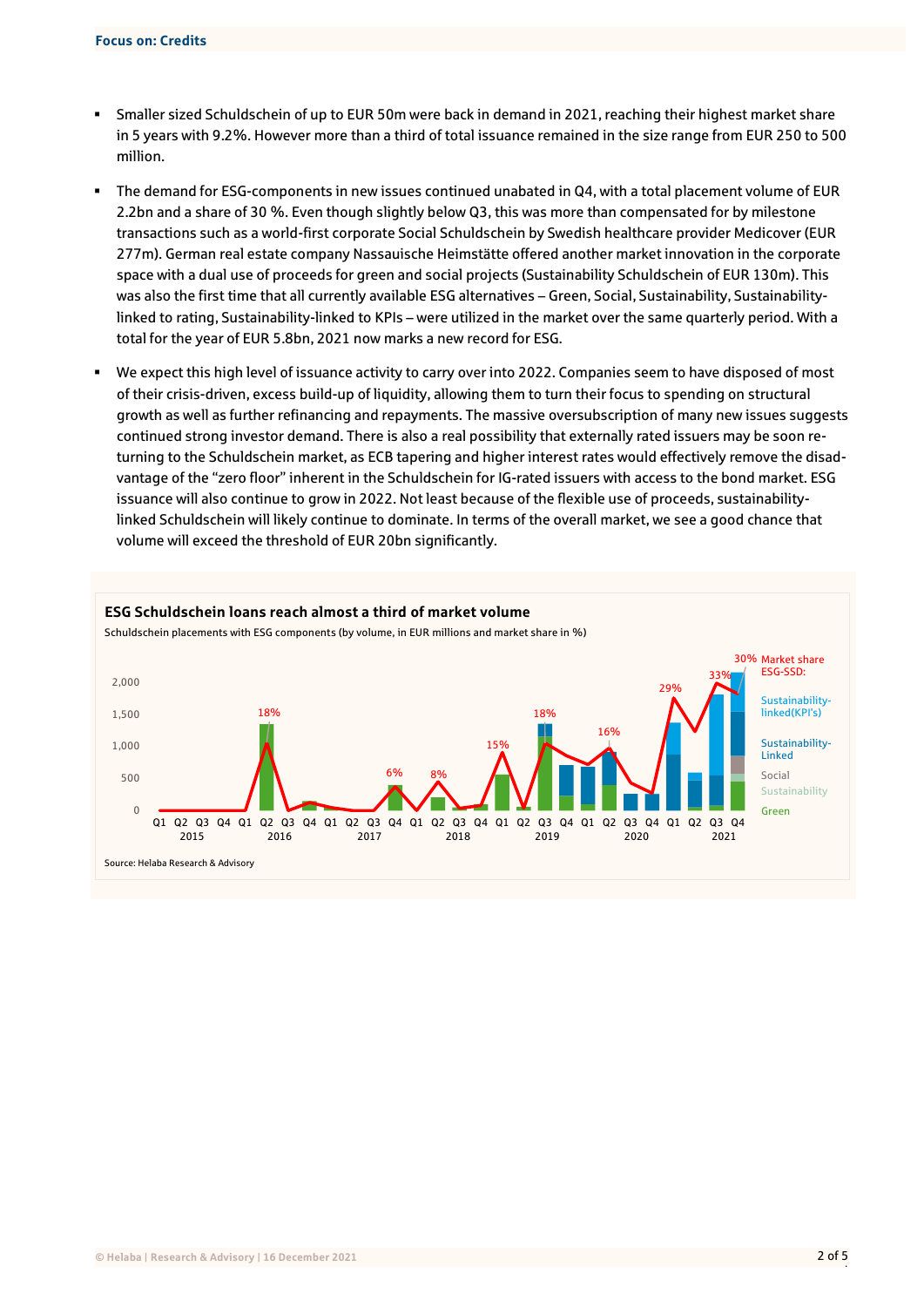- Smaller sized Schuldschein of up to EUR 50m were back in demand in 2021, reaching their highest market share in 5 years with 9.2%. However more than a third of total issuance remained in the size range from EUR 250 to 500 million.
- The demand for ESG-components in new issues continued unabated in Q4, with a total placement volume of EUR 2.2bn and a share of 30 %. Even though slightly below Q3, this was more than compensated for by milestone transactions such as a world-first corporate Social Schuldschein by Swedish healthcare provider Medicover (EUR 277m). German real estate company Nassauische Heimstätte offered another market innovation in the corporate space with a dual use of proceeds for green and social projects (Sustainability Schuldschein of EUR 130m). This was also the first time that all currently available ESG alternatives – Green, Social, Sustainability, Sustainability-linked to rating, Sustainability-linked to KPIs – were utilized in the market over the same quarterly period. With a total for the year of EUR 5.8bn, 2021 now marks a new record for ESG.
- We expect this high level of issuance activity to carry over into 2022. Companies seem to have disposed of most of their crisis-driven, excess build-up of liquidity, allowing them to turn their focus to spending on structural growth as well as further refinancing and repayments. The massive oversubscription of many new issues suggests continued strong investor demand. There is also a real possibility that externally rated issuers may be soon returning to the Schuldschein market, as ECB tapering and higher interest rates would effectively remove the disadvantage of the "zero floor" inherent in the Schuldschein for IG-rated issuers with access to the bond market. ESG issuance will also continue to grow in 2022. Not least because of the flexible use of proceeds, sustainability-linked Schuldschein will likely continue to dominate. In terms of the overall market, we see a good chance that volume will exceed the threshold of EUR 20bn significantly.

**ESG Schuldschein loans reach almost a third of market volume**

Schuldschein placements with ESG components (by volume, in EUR millions and market share in %)

Source: Helaba Research & Advisory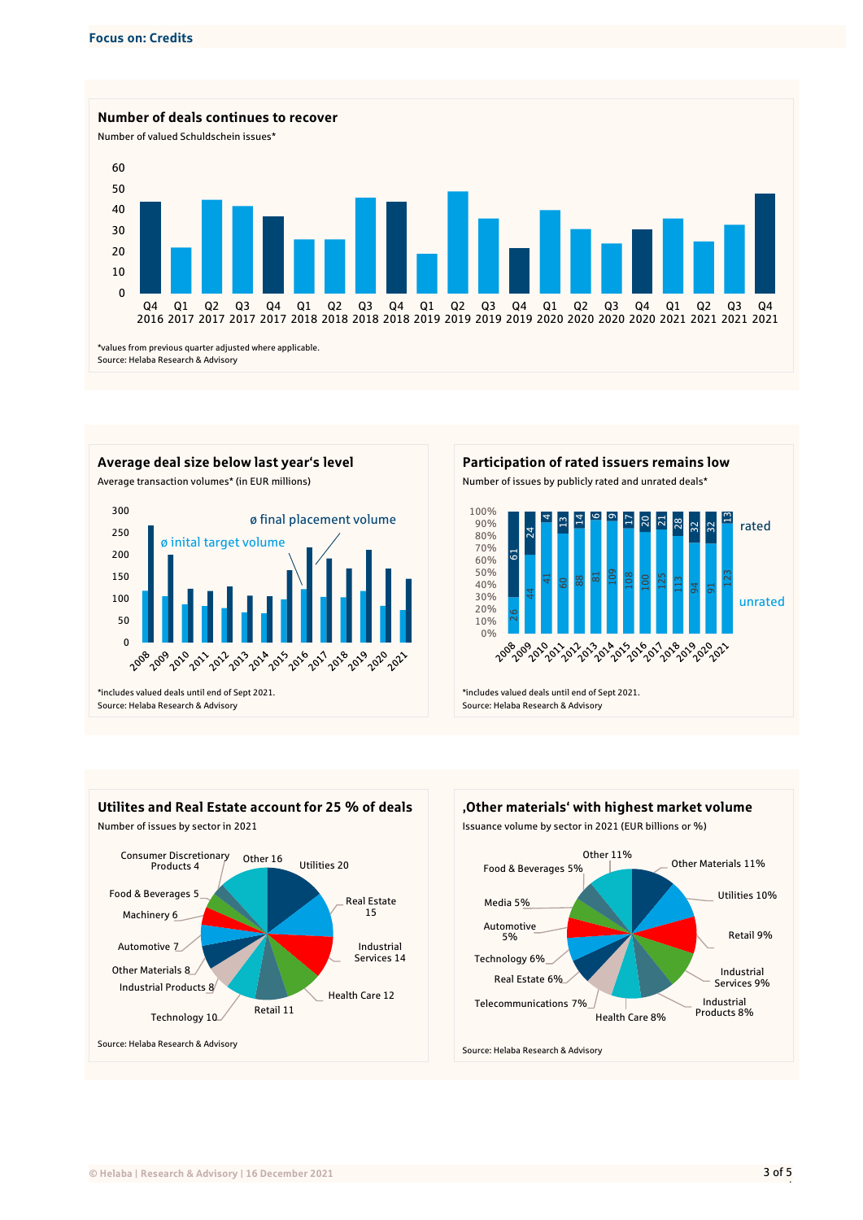**Focus on: Credits**

### Number of deals continues to recover

Number of valued Schuldschein issues*

*values from previous quarter adjusted where applicable.
Source: Helaba Research & Advisory

### Average deal size below last year's level

Average transaction volumes* (in EUR millions)

ø inital target volume, ø final placement volume

*includes valued deals until end of Sept 2021.
Source: Helaba Research & Advisory

### Participation of rated issuers remains low

Number of issues by publicly rated and unrated deals*

| Year | rated | unrated |
|---|---|---|
| 2008 | 61 | 26 |
| 2009 | 24 | 44 |
| 2010 | 4 | 41 |
| 2011 | 13 | 60 |
| 2012 | 14 | 88 |
| 2013 | 6 | 81 |
| 2014 | 9 | 109 |
| 2015 | 17 | 108 |
| 2016 | 20 | 100 |
| 2017 | 21 | 125 |
| 2018 | 28 | 113 |
| 2019 | 32 | 94 |
| 2020 | 32 | 91 |
| 2021 | 13 | 123 |

*includes valued deals until end of Sept 2021.
Source: Helaba Research & Advisory

### Utilites and Real Estate account for 25 % of deals

Number of issues by sector in 2021

| Sector | Number |
|---|---|
| Utilities | 20 |
| Real Estate | 15 |
| Industrial Services | 14 |
| Health Care | 12 |
| Retail | 11 |
| Technology | 10 |
| Industrial Products | 8 |
| Other Materials | 8 |
| Automotive | 7 |
| Machinery | 6 |
| Food & Beverages | 5 |
| Consumer Discretionary Products | 4 |
| Other | 16 |

Source: Helaba Research & Advisory

### ‚Other materials' with highest market volume

Issuance volume by sector in 2021 (EUR billions or %)

| Sector | Share |
|---|---|
| Other Materials | 11% |
| Utilities | 10% |
| Retail | 9% |
| Industrial Services | 9% |
| Industrial Products | 8% |
| Health Care | 8% |
| Telecommunications | 7% |
| Real Estate | 6% |
| Technology | 6% |
| Automotive | 5% |
| Media | 5% |
| Food & Beverages | 5% |
| Other | 11% |

Source: Helaba Research & Advisory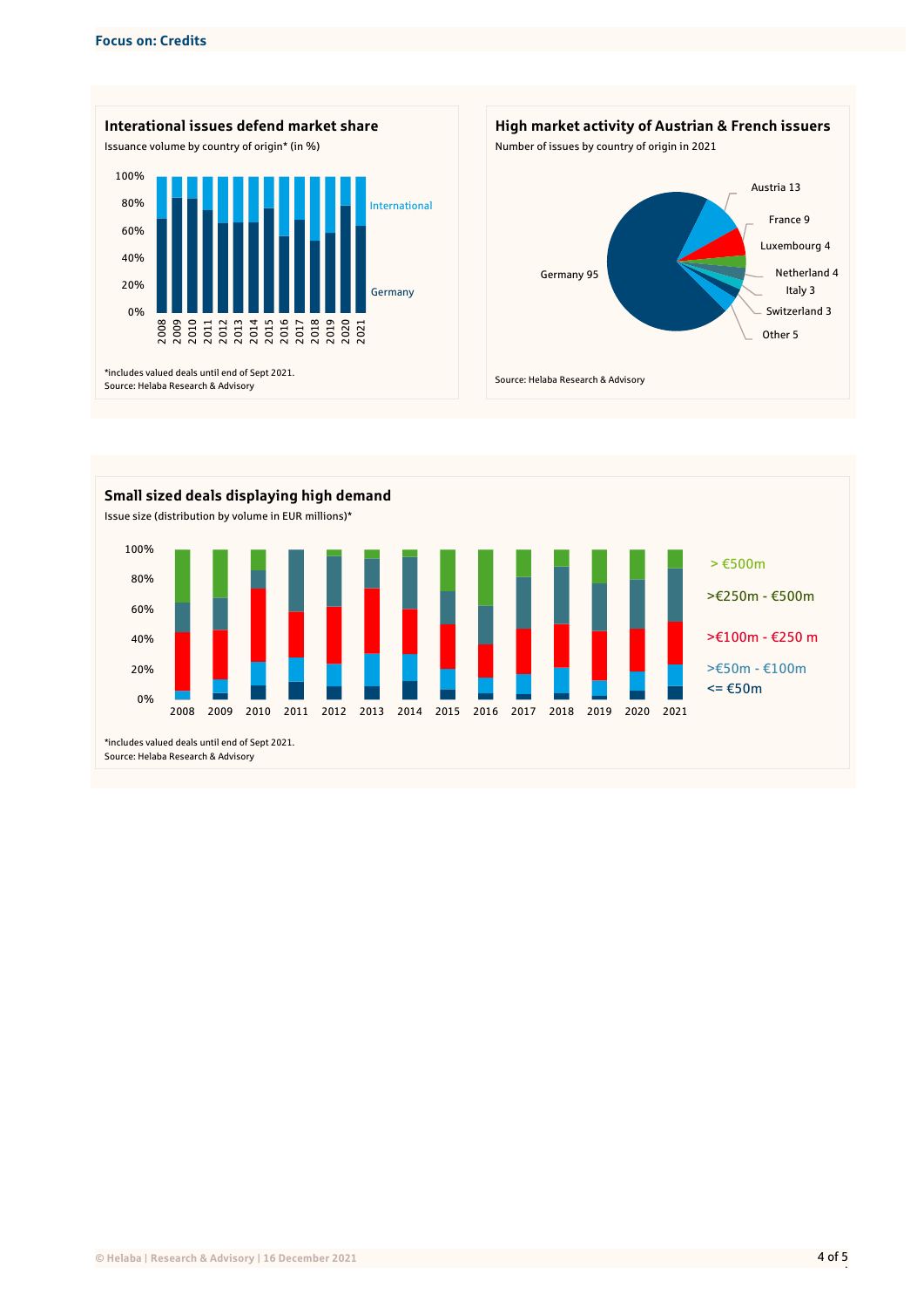**Focus on: Credits**

### Interational issues defend market share

Issuance volume by country of origin* (in %)

100%
80%
60%
40%
20%
0%

International

Germany

2008 2009 2010 2011 2012 2013 2014 2015 2016 2017 2018 2019 2020 2021

*includes valued deals until end of Sept 2021.
Source: Helaba Research & Advisory

### High market activity of Austrian & French issuers

Number of issues by country of origin in 2021

Austria 13
France 9
Luxembourg 4
Netherland 4
Italy 3
Switzerland 3
Other 5
Germany 95

Source: Helaba Research & Advisory

### Small sized deals displaying high demand

Issue size (distribution by volume in EUR millions)*

100%
80%
60%
40%
20%
0%

2008 2009 2010 2011 2012 2013 2014 2015 2016 2017 2018 2019 2020 2021

> €500m
>€250m - €500m
>€100m - €250 m
>€50m - €100m
<= €50m

*includes valued deals until end of Sept 2021.
Source: Helaba Research & Advisory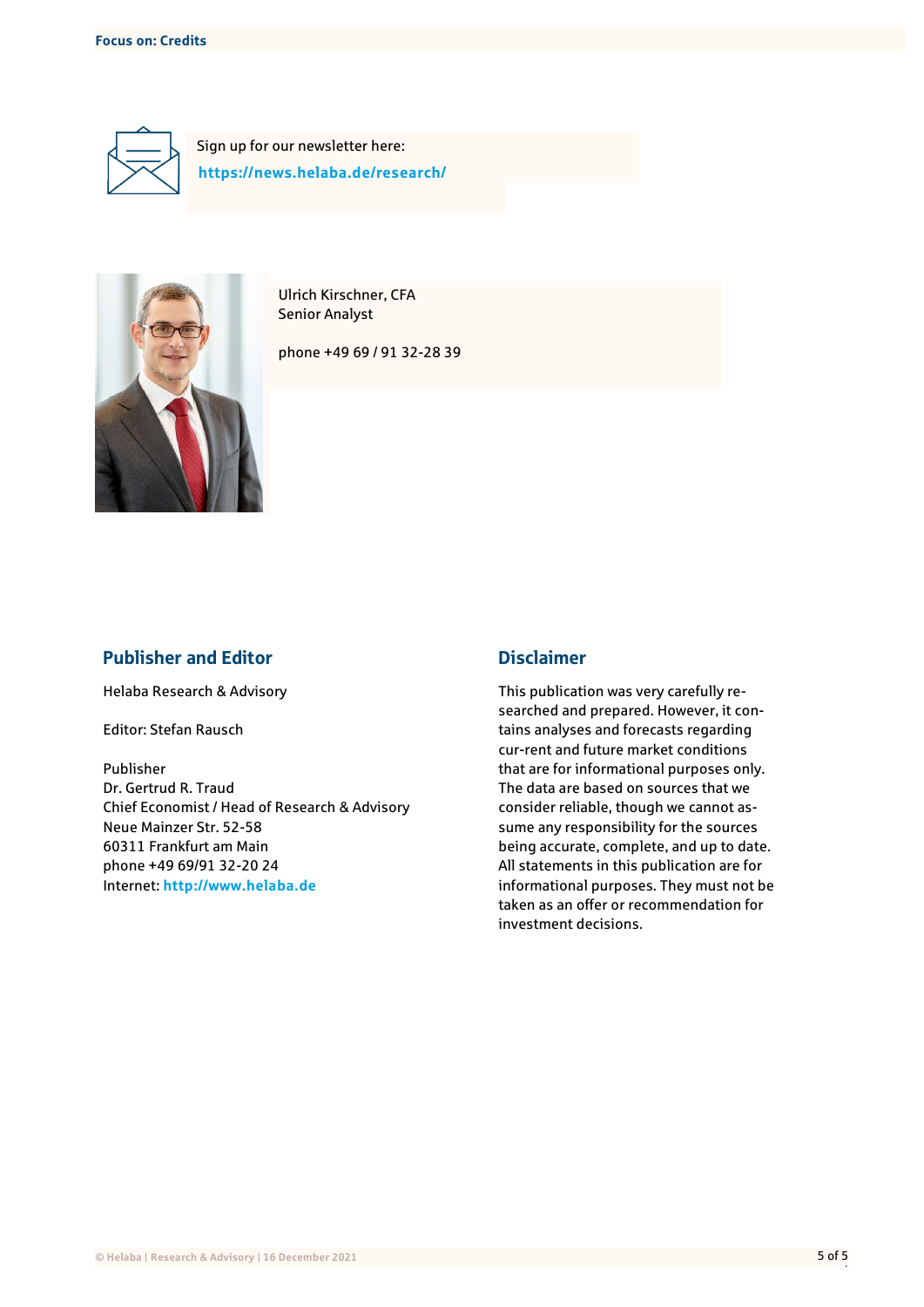Sign up for our newsletter here:
**https://news.helaba.de/research/**

Ulrich Kirschner, CFA
Senior Analyst

phone +49 69 / 91 32-28 39

## Publisher and Editor

Helaba Research & Advisory

Editor: Stefan Rausch

Publisher
Dr. Gertrud R. Traud
Chief Economist / Head of Research & Advisory
Neue Mainzer Str. 52-58
60311 Frankfurt am Main
phone +49 69/91 32-20 24
Internet: **http://www.helaba.de**

## Disclaimer

This publication was very carefully researched and prepared. However, it contains analyses and forecasts regarding cur-rent and future market conditions that are for informational purposes only. The data are based on sources that we consider reliable, though we cannot assume any responsibility for the sources being accurate, complete, and up to date. All statements in this publication are for informational purposes. They must not be taken as an offer or recommendation for investment decisions.